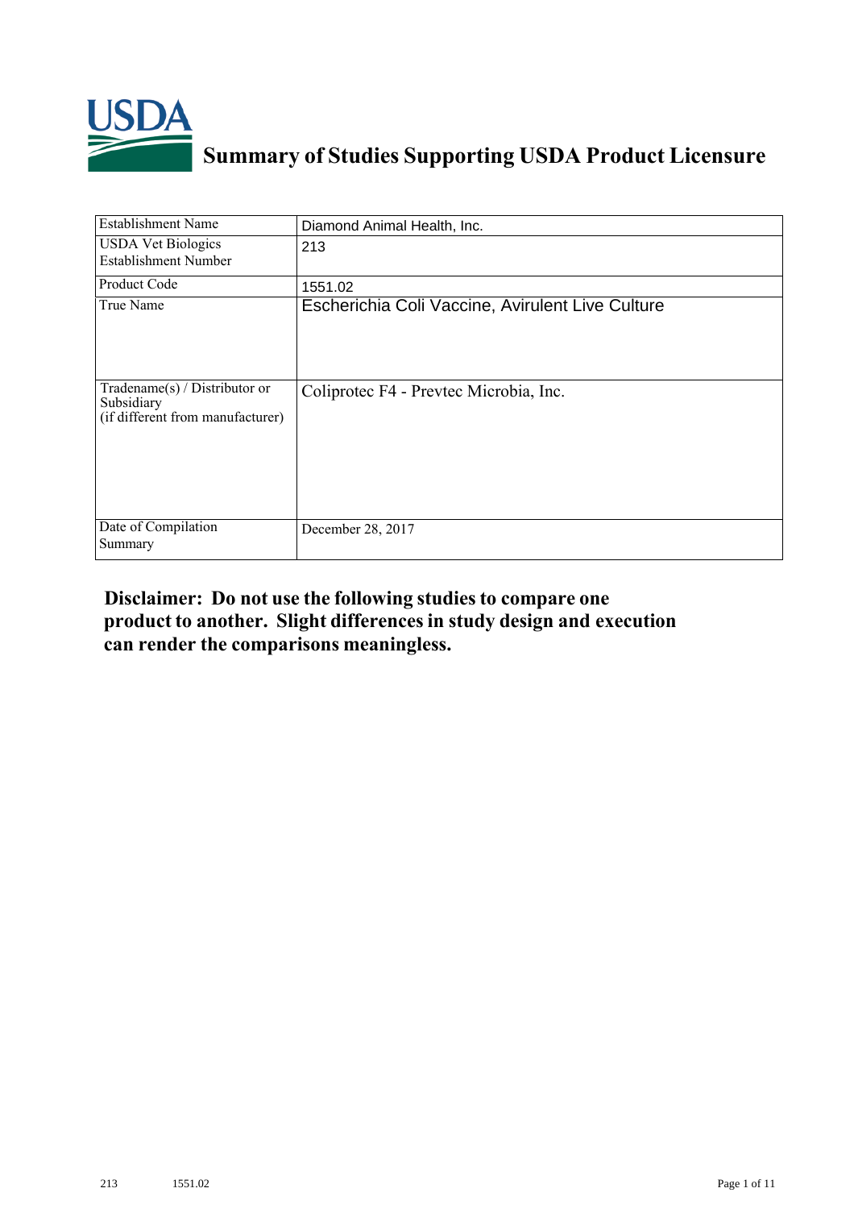# Summary of Studies Supporting USDA Product Licensure

| Establishment Name | Diamond Animal Health, Inc. |
|---|---|
| USDA Vet Biologics Establishment Number | 213 |
| Product Code | 1551.02 |
| True Name | Escherichia Coli Vaccine, Avirulent Live Culture |
| Tradename(s) / Distributor or Subsidiary (if different from manufacturer) | Coliprotec F4 - Prevtec Microbia, Inc. |
| Date of Compilation Summary | December 28, 2017 |

**Disclaimer: Do not use the following studies to compare one product to another. Slight differences in study design and execution can render the comparisons meaningless.**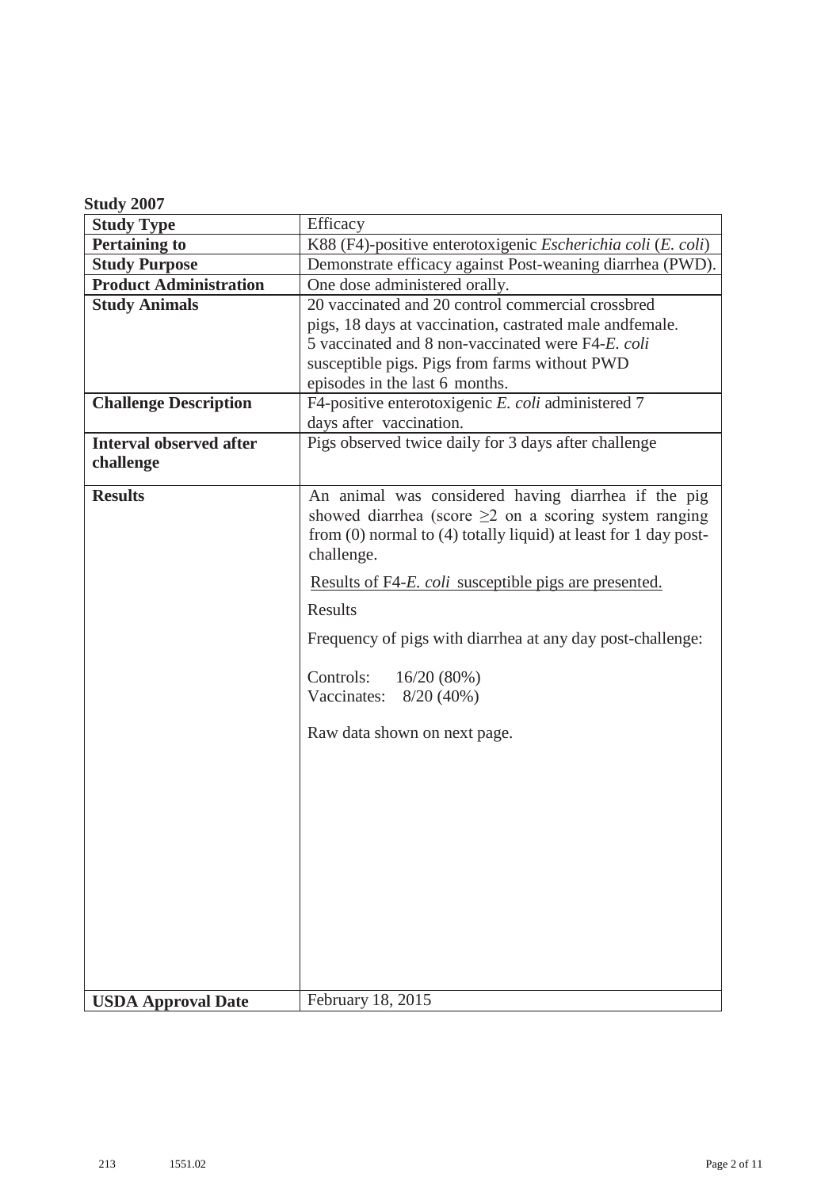**Study 2007**

| Study Type | Efficacy |
|---|---|
| **Pertaining to** | K88 (F4)-positive enterotoxigenic *Escherichia coli* (*E. coli*) |
| **Study Purpose** | Demonstrate efficacy against Post-weaning diarrhea (PWD). |
| **Product Administration** | One dose administered orally. |
| **Study Animals** | 20 vaccinated and 20 control commercial crossbred pigs, 18 days at vaccination, castrated male andfemale. 5 vaccinated and 8 non-vaccinated were F4-*E. coli* susceptible pigs. Pigs from farms without PWD episodes in the last 6 months. |
| **Challenge Description** | F4-positive enterotoxigenic *E. coli* administered 7 days after vaccination. |
| **Interval observed after challenge** | Pigs observed twice daily for 3 days after challenge |
| **Results** | An animal was considered having diarrhea if the pig showed diarrhea (score $\geq 2$ on a scoring system ranging from (0) normal to (4) totally liquid) at least for 1 day post-challenge.<br><br><u>Results of F4-*E. coli* susceptible pigs are presented.</u><br><br>Results<br><br>Frequency of pigs with diarrhea at any day post-challenge:<br><br>Controls: 16/20 (80%)<br>Vaccinates: 8/20 (40%)<br><br>Raw data shown on next page. |
| **USDA Approval Date** | February 18, 2015 |

213 1551.02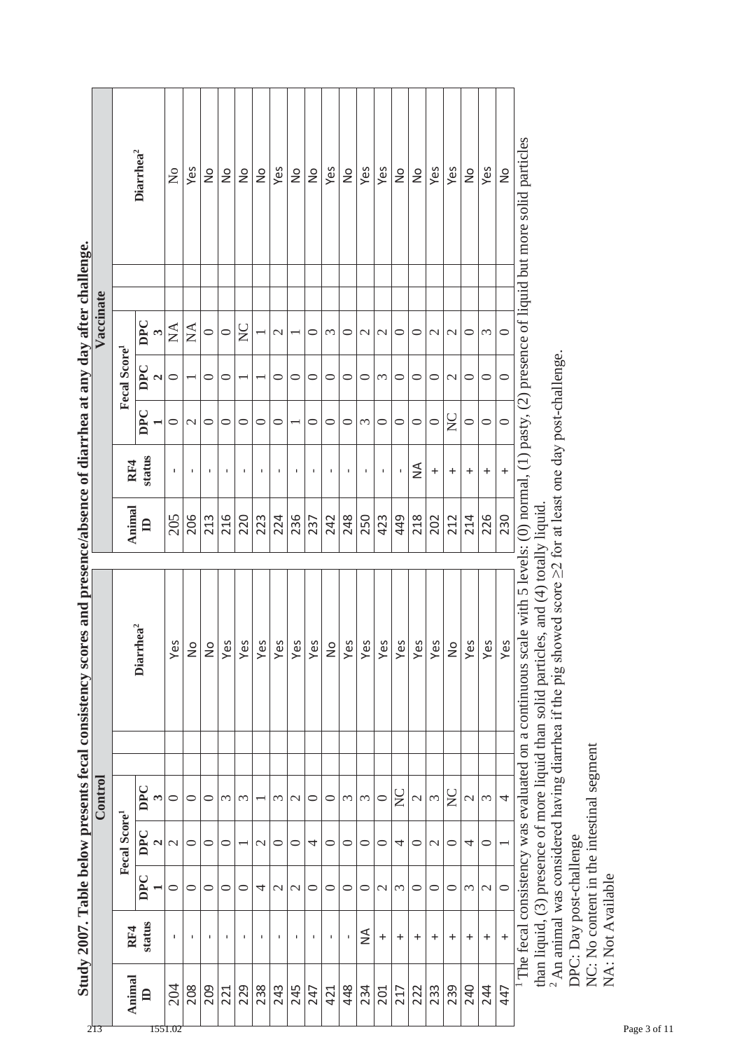**Study 2007. Table below presents fecal consistency scores and presence/absence of diarrhea at any day after challenge.**

| Control | | | | | | Vaccinate | | | | | |
|---|---|---|---|---|---|---|---|---|---|---|---|
| Animal ID | RF4 status | Fecal Score[1] | | | Diarrhea[2] | Animal ID | RF4 status | Fecal Score[1] | | | Diarrhea[2] |
| | | DPC 1 | DPC 2 | DPC 3 | | | | DPC 1 | DPC 2 | DPC 3 | |
| 204 | - | 0 | 2 | 0 | Yes | 205 | - | 0 | 0 | NA | No |
| 208 | - | 0 | 0 | 0 | No | 206 | - | 2 | 1 | NA | Yes |
| 209 | - | 0 | 0 | 0 | No | 213 | - | 0 | 0 | 0 | No |
| 221 | - | 0 | 0 | 3 | Yes | 216 | - | 0 | 0 | 0 | No |
| 229 | - | 0 | 1 | 3 | Yes | 220 | - | 0 | 1 | NC | No |
| 238 | - | 4 | 2 | 1 | Yes | 223 | - | 0 | 1 | 1 | No |
| 243 | - | 2 | 0 | 3 | Yes | 224 | - | 0 | 0 | 2 | Yes |
| 245 | - | 2 | 0 | 2 | Yes | 236 | - | 1 | 0 | 1 | No |
| 247 | - | 0 | 4 | 0 | Yes | 237 | - | 0 | 0 | 0 | No |
| 421 | - | 0 | 0 | 0 | No | 242 | - | 0 | 0 | 3 | Yes |
| 448 | - | 0 | 0 | 3 | Yes | 248 | - | 0 | 0 | 0 | No |
| 234 | NA | 0 | 0 | 3 | Yes | 250 | - | 3 | 0 | 2 | Yes |
| 201 | + | 2 | 0 | 0 | Yes | 423 | - | 0 | 3 | 2 | Yes |
| 217 | + | 3 | 4 | NC | Yes | 449 | - | 0 | 0 | 0 | No |
| 222 | + | 0 | 0 | 2 | Yes | 218 | NA | 0 | 0 | 0 | No |
| 233 | + | 0 | 2 | 3 | Yes | 202 | + | 0 | 0 | 2 | Yes |
| 239 | + | 0 | 0 | NC | No | 212 | + | NC | 2 | 2 | Yes |
| 240 | + | 3 | 4 | 2 | Yes | 214 | + | 0 | 0 | 0 | No |
| 244 | + | 2 | 0 | 3 | Yes | 226 | + | 0 | 0 | 3 | Yes |
| 447 | + | 0 | 1 | 4 | Yes | 230 | + | 0 | 0 | 0 | No |

[1] The fecal consistency was evaluated on a continuous scale with 5 levels: (0) normal, (1) pasty, (2) presence of liquid but more solid particles than liquid, (3) presence of more liquid than solid particles, and (4) totally liquid.
[2] An animal was considered having diarrhea if the pig showed score ≥2 for at least one day post-challenge.
DPC: Day post-challenge
NC: No content in the intestinal segment
NA: Not Available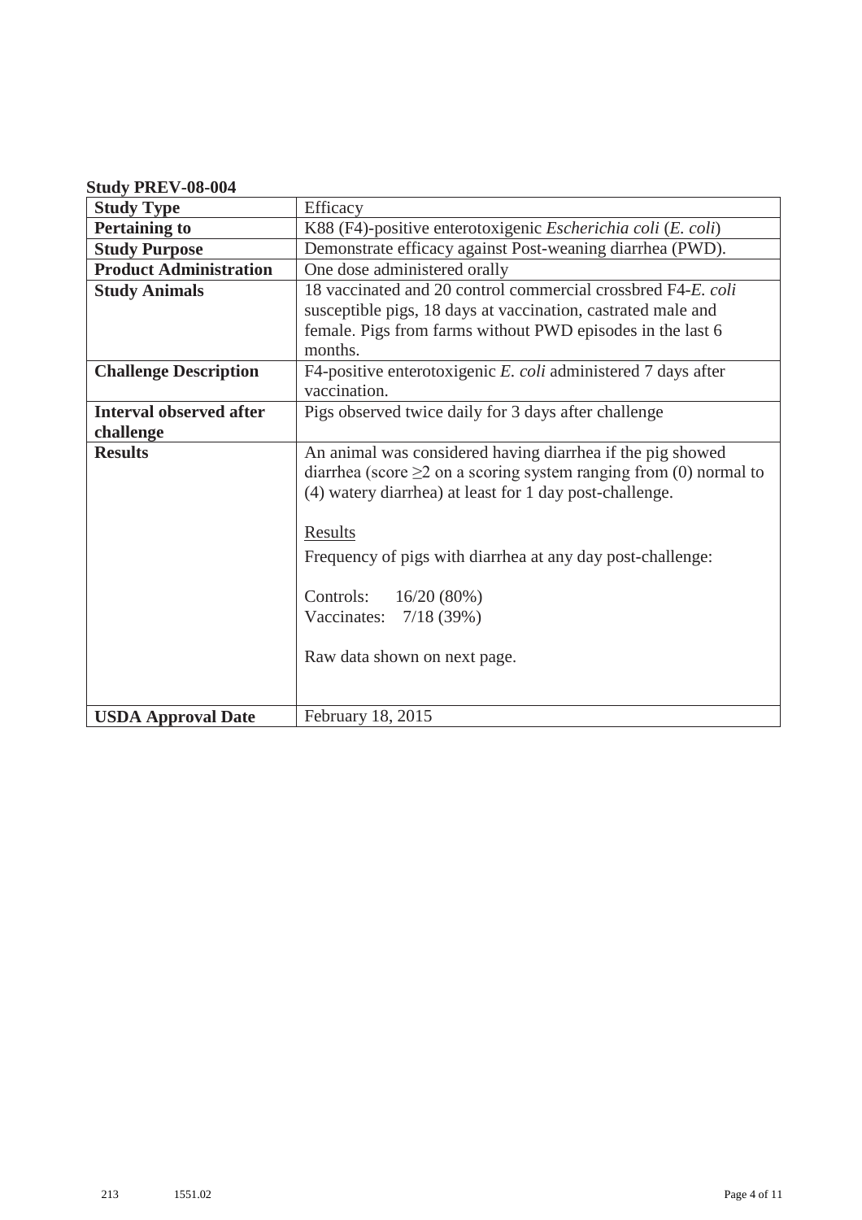**Study PREV-08-004**

| Study Type | Efficacy |
|---|---|
| **Pertaining to** | K88 (F4)-positive enterotoxigenic *Escherichia coli* (*E. coli*) |
| **Study Purpose** | Demonstrate efficacy against Post-weaning diarrhea (PWD). |
| **Product Administration** | One dose administered orally |
| **Study Animals** | 18 vaccinated and 20 control commercial crossbred F4-*E. coli* susceptible pigs, 18 days at vaccination, castrated male and female. Pigs from farms without PWD episodes in the last 6 months. |
| **Challenge Description** | F4-positive enterotoxigenic *E. coli* administered 7 days after vaccination. |
| **Interval observed after challenge** | Pigs observed twice daily for 3 days after challenge |
| **Results** | An animal was considered having diarrhea if the pig showed diarrhea (score $\geq 2$ on a scoring system ranging from (0) normal to (4) watery diarrhea) at least for 1 day post-challenge.<br><br><u>Results</u><br>Frequency of pigs with diarrhea at any day post-challenge:<br><br>Controls: 16/20 (80%)<br>Vaccinates: 7/18 (39%)<br><br>Raw data shown on next page. |
| **USDA Approval Date** | February 18, 2015 |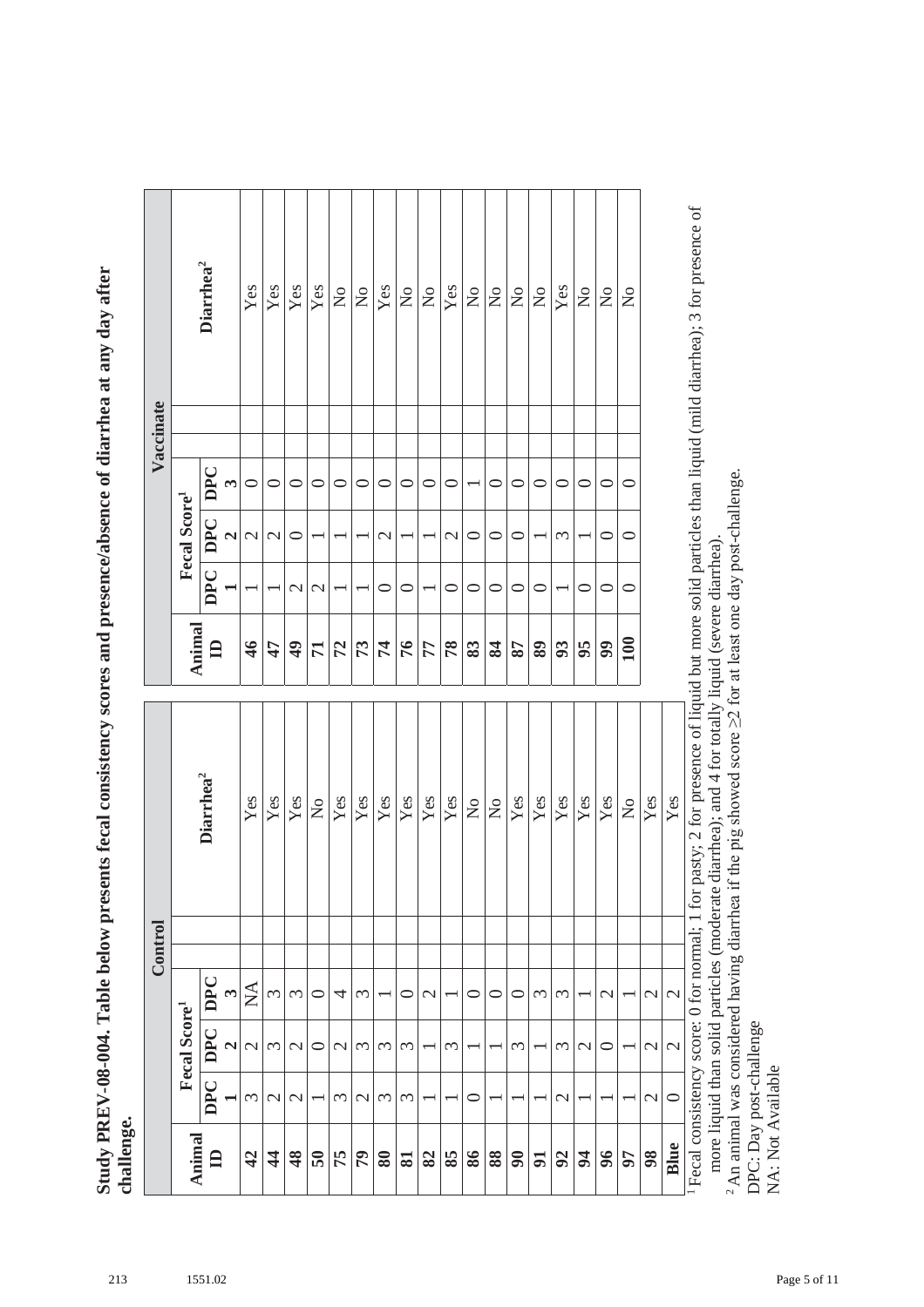**Study PREV-08-004. Table below presents fecal consistency scores and presence/absence of diarrhea at any day after challenge.**

| Control | | | | | Vaccinate | | | | |
|---|---|---|---|---|---|---|---|---|---|
| Animal ID | Fecal Score[1] | | | Diarrhea[2] | Animal ID | Fecal Score[1] | | | Diarrhea[2] |
| | DPC 1 | DPC 2 | DPC 3 | | | DPC 1 | DPC 2 | DPC 3 | |
| 42 | 3 | 2 | NA | Yes | 46 | 1 | 2 | 0 | Yes |
| 44 | 2 | 3 | 3 | Yes | 47 | 1 | 2 | 0 | Yes |
| 48 | 2 | 2 | 3 | Yes | 49 | 2 | 0 | 0 | Yes |
| 50 | 1 | 0 | 0 | No | 71 | 2 | 1 | 0 | Yes |
| 75 | 3 | 2 | 4 | Yes | 72 | 1 | 1 | 0 | No |
| 79 | 2 | 3 | 3 | Yes | 73 | 1 | 1 | 0 | No |
| 80 | 3 | 3 | 1 | Yes | 74 | 0 | 2 | 0 | Yes |
| 81 | 3 | 3 | 0 | Yes | 76 | 0 | 1 | 0 | No |
| 82 | 1 | 1 | 2 | Yes | 77 | 1 | 1 | 0 | No |
| 85 | 1 | 3 | 1 | Yes | 78 | 0 | 2 | 0 | Yes |
| 86 | 0 | 1 | 0 | No | 83 | 0 | 0 | 1 | No |
| 88 | 1 | 1 | 0 | No | 84 | 0 | 0 | 0 | No |
| 90 | 1 | 3 | 0 | Yes | 87 | 0 | 0 | 0 | No |
| 91 | 1 | 1 | 3 | Yes | 89 | 0 | 1 | 0 | No |
| 92 | 2 | 3 | 3 | Yes | 93 | 1 | 3 | 0 | Yes |
| 94 | 1 | 2 | 1 | Yes | 95 | 0 | 1 | 0 | No |
| 96 | 1 | 0 | 2 | Yes | 99 | 0 | 0 | 0 | No |
| 97 | 1 | 1 | 1 | No | 100 | 0 | 0 | 0 | No |
| 98 | 2 | 2 | 2 | Yes | | | | | |
| Blue | 0 | 2 | 2 | Yes | | | | | |

[1] Fecal consistency score: 0 for normal; 1 for pasty; 2 for presence of liquid but more solid particles than liquid (mild diarrhea); 3 for presence of more liquid than solid particles (moderate diarrhea); and 4 for totally liquid (severe diarrhea).
[2] An animal was considered having diarrhea if the pig showed score ≥2 for at least one day post-challenge.
DPC: Day post-challenge
NA: Not Available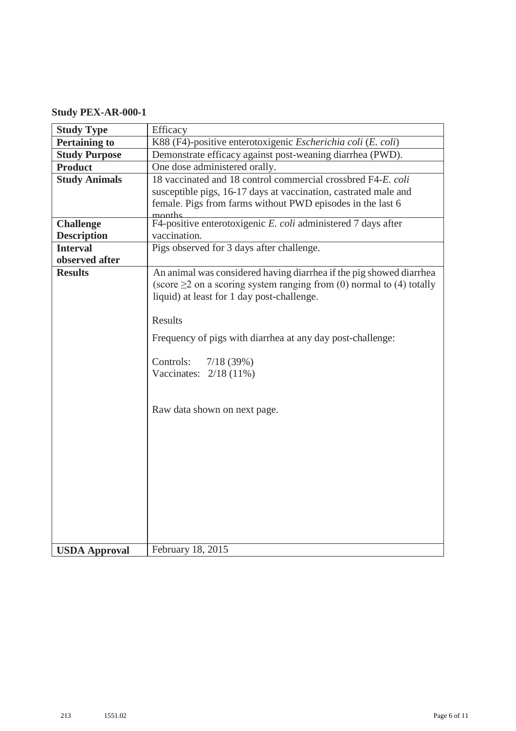**Study PEX-AR-000-1**

| | |
|---|---|
| **Study Type** | Efficacy |
| **Pertaining to** | K88 (F4)-positive enterotoxigenic *Escherichia coli* (*E. coli*) |
| **Study Purpose** | Demonstrate efficacy against post-weaning diarrhea (PWD). |
| **Product** | One dose administered orally. |
| **Study Animals** | 18 vaccinated and 18 control commercial crossbred F4-*E. coli* susceptible pigs, 16-17 days at vaccination, castrated male and female. Pigs from farms without PWD episodes in the last 6 months |
| **Challenge Description** | F4-positive enterotoxigenic *E. coli* administered 7 days after vaccination. |
| **Interval observed after** | Pigs observed for 3 days after challenge. |
| **Results** | An animal was considered having diarrhea if the pig showed diarrhea (score $\geq 2$ on a scoring system ranging from (0) normal to (4) totally liquid) at least for 1 day post-challenge.<br><br>Results<br><br>Frequency of pigs with diarrhea at any day post-challenge:<br><br>Controls: 7/18 (39%)<br>Vaccinates: 2/18 (11%)<br><br>Raw data shown on next page. |
| **USDA Approval** | February 18, 2015 |

213 1551.02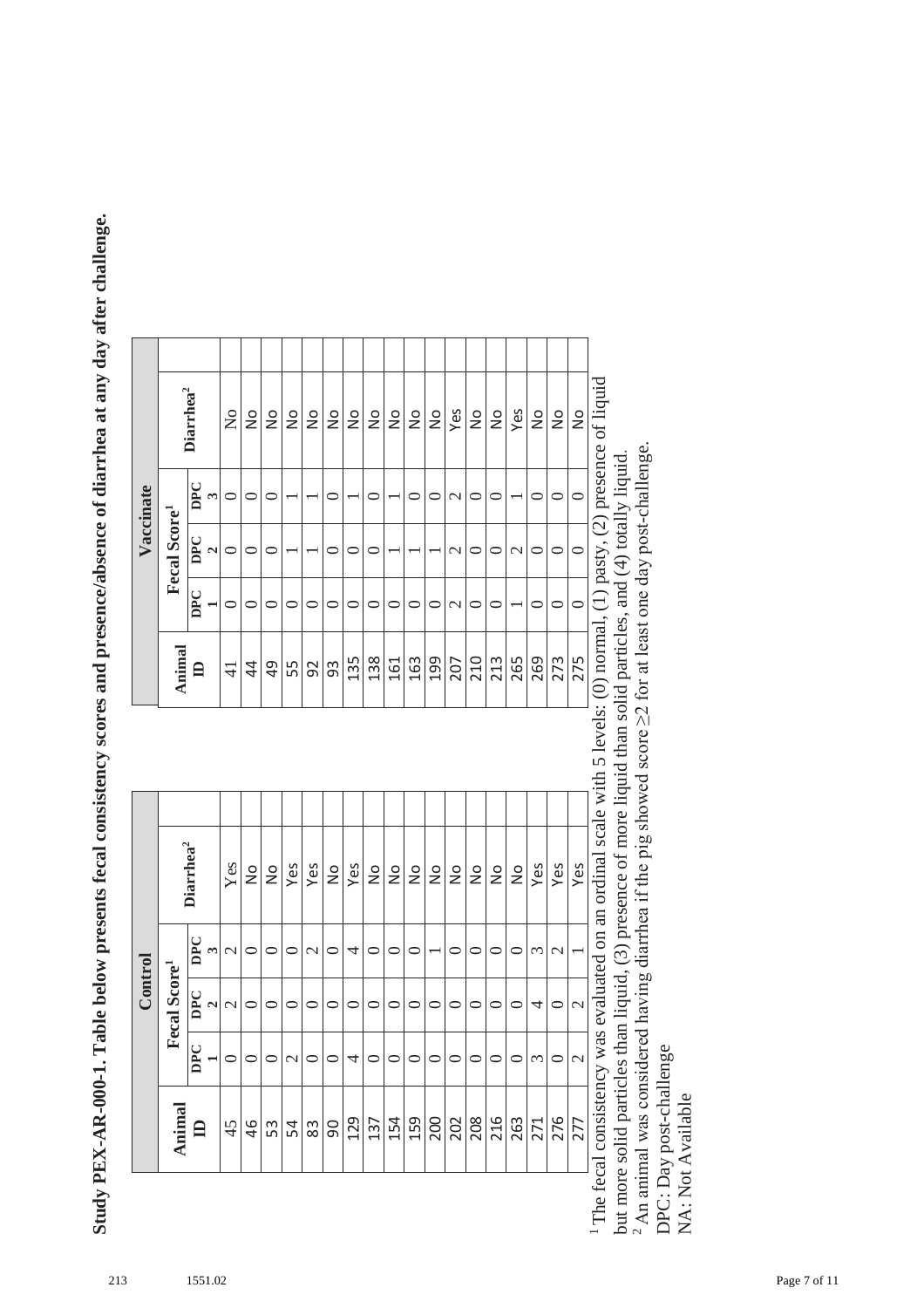**Study PEX-AR-000-1. Table below presents fecal consistency scores and presence/absence of diarrhea at any day after challenge.**

| Control | | | | | Vaccinate | | | | |
|---|---|---|---|---|---|---|---|---|---|
| Animal ID | Fecal Score[1] | | | Diarrhea[2] | Animal ID | Fecal Score[1] | | | Diarrhea[2] |
| | DPC 1 | DPC 2 | DPC 3 | | | DPC 1 | DPC 2 | DPC 3 | |
| 45 | 0 | 2 | 2 | Yes | 41 | 0 | 0 | 0 | No |
| 46 | 0 | 0 | 0 | No | 44 | 0 | 0 | 0 | No |
| 53 | 0 | 0 | 0 | No | 49 | 0 | 0 | 0 | No |
| 54 | 2 | 0 | 0 | Yes | 55 | 0 | 1 | 1 | No |
| 83 | 0 | 0 | 2 | Yes | 92 | 0 | 1 | 1 | No |
| 90 | 0 | 0 | 0 | No | 93 | 0 | 0 | 0 | No |
| 129 | 4 | 0 | 4 | Yes | 135 | 0 | 0 | 1 | No |
| 137 | 0 | 0 | 0 | No | 138 | 0 | 0 | 0 | No |
| 154 | 0 | 0 | 0 | No | 161 | 0 | 1 | 1 | No |
| 159 | 0 | 0 | 0 | No | 163 | 0 | 1 | 0 | No |
| 200 | 0 | 0 | 1 | No | 199 | 0 | 1 | 0 | No |
| 202 | 0 | 0 | 0 | No | 207 | 2 | 2 | 2 | Yes |
| 208 | 0 | 0 | 0 | No | 210 | 0 | 0 | 0 | No |
| 216 | 0 | 0 | 0 | No | 213 | 0 | 0 | 0 | No |
| 263 | 0 | 0 | 0 | No | 265 | 1 | 2 | 1 | Yes |
| 271 | 3 | 4 | 3 | Yes | 269 | 0 | 0 | 0 | No |
| 276 | 0 | 0 | 2 | Yes | 273 | 0 | 0 | 0 | No |
| 277 | 2 | 2 | 1 | Yes | 275 | 0 | 0 | 0 | No |

[1] The fecal consistency was evaluated on an ordinal scale with 5 levels: (0) normal, (1) pasty, (2) presence of liquid but more solid particles than liquid, (3) presence of more liquid than solid particles, and (4) totally liquid.
[2] An animal was considered having diarrhea if the pig showed score ≥2 for at least one day post-challenge.
DPC: Day post-challenge
NA: Not Available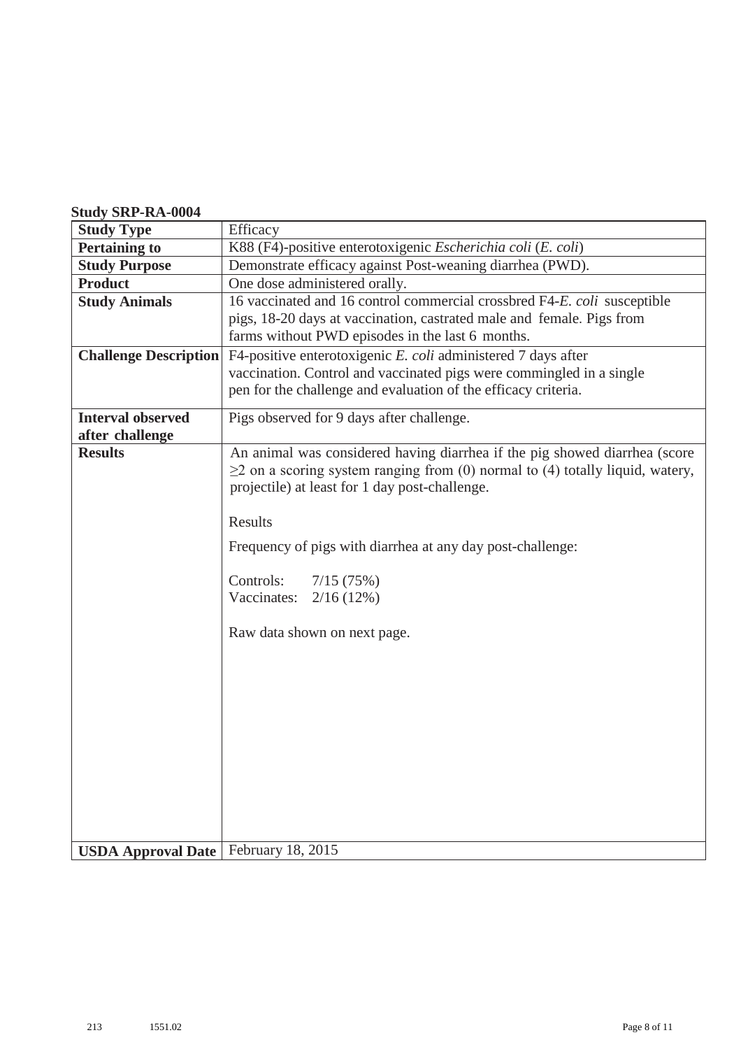**Study SRP-RA-0004**

| **Study Type** | Efficacy |
|---|---|
| **Pertaining to** | K88 (F4)-positive enterotoxigenic *Escherichia coli* (*E. coli*) |
| **Study Purpose** | Demonstrate efficacy against Post-weaning diarrhea (PWD). |
| **Product** | One dose administered orally. |
| **Study Animals** | 16 vaccinated and 16 control commercial crossbred F4-*E. coli* susceptible pigs, 18-20 days at vaccination, castrated male and female. Pigs from farms without PWD episodes in the last 6 months. |
| **Challenge Description** | F4-positive enterotoxigenic *E. coli* administered 7 days after vaccination. Control and vaccinated pigs were commingled in a single pen for the challenge and evaluation of the efficacy criteria. |
| **Interval observed after challenge** | Pigs observed for 9 days after challenge. |
| **Results** | An animal was considered having diarrhea if the pig showed diarrhea (score $\geq 2$ on a scoring system ranging from (0) normal to (4) totally liquid, watery, projectile) at least for 1 day post-challenge.<br><br>Results<br><br>Frequency of pigs with diarrhea at any day post-challenge:<br><br>Controls: 7/15 (75%)<br>Vaccinates: 2/16 (12%)<br><br>Raw data shown on next page. |
| **USDA Approval Date** | February 18, 2015 |

213 1551.02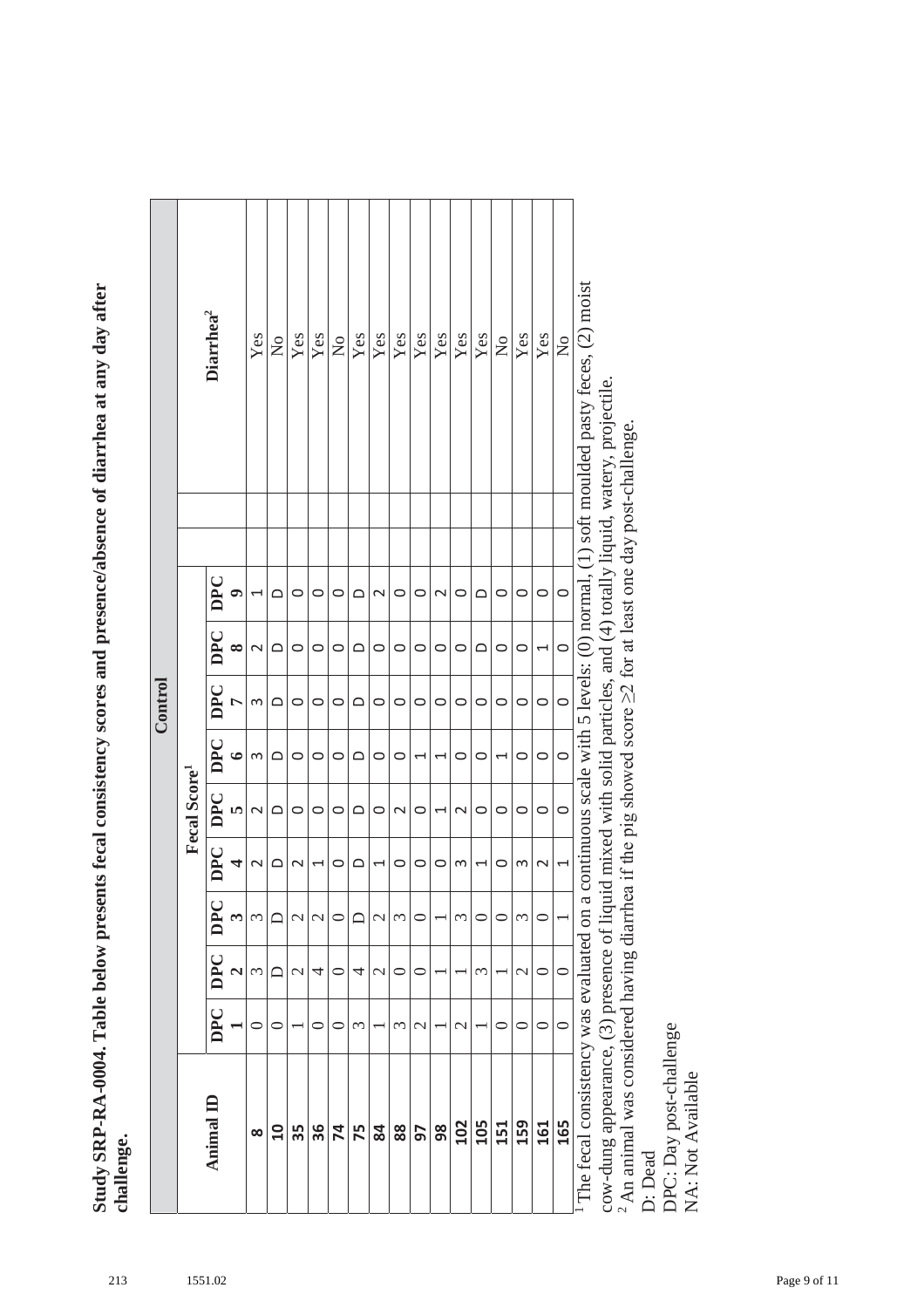**Study SRP-RA-0004. Table below presents fecal consistency scores and presence/absence of diarrhea at any day after challenge.**

| Control | | | | | | | | | | | | |
|---|---|---|---|---|---|---|---|---|---|---|---|---|
| Animal ID | Fecal Score[1] | | | | | | | | | | | Diarrhea[2] |
| | DPC 1 | DPC 2 | DPC 3 | DPC 4 | DPC 5 | DPC 6 | DPC 7 | DPC 8 | DPC 9 | | | |
| **8** | 0 | 3 | 3 | 2 | 2 | 3 | 3 | 2 | 1 | | | Yes |
| **10** | 0 | D | D | D | D | D | D | D | D | | | No |
| **35** | 1 | 2 | 2 | 2 | 0 | 0 | 0 | 0 | 0 | | | Yes |
| **36** | 0 | 4 | 2 | 1 | 0 | 0 | 0 | 0 | 0 | | | Yes |
| **74** | 0 | 0 | 0 | 0 | 0 | 0 | 0 | 0 | 0 | | | No |
| **75** | 3 | 4 | D | D | D | D | D | D | D | | | Yes |
| **84** | 1 | 2 | 2 | 1 | 0 | 0 | 0 | 0 | 2 | | | Yes |
| **88** | 3 | 0 | 3 | 0 | 2 | 0 | 0 | 0 | 0 | | | Yes |
| **97** | 2 | 0 | 0 | 0 | 0 | 1 | 0 | 0 | 0 | | | Yes |
| **98** | 1 | 1 | 1 | 0 | 1 | 1 | 0 | 0 | 2 | | | Yes |
| **102** | 2 | 1 | 3 | 3 | 2 | 0 | 0 | 0 | 0 | | | Yes |
| **105** | 1 | 3 | 0 | 1 | 0 | 0 | 0 | D | D | | | Yes |
| **151** | 0 | 1 | 0 | 0 | 0 | 1 | 0 | 0 | 0 | | | No |
| **159** | 0 | 2 | 3 | 3 | 0 | 0 | 0 | 0 | 0 | | | Yes |
| **161** | 0 | 0 | 0 | 2 | 0 | 0 | 0 | 1 | 0 | | | Yes |
| **165** | 0 | 0 | 1 | 1 | 0 | 0 | 0 | 0 | 0 | | | No |

[1] The fecal consistency was evaluated on a continuous scale with 5 levels: (0) normal, (1) soft moulded pasty feces, (2) moist cow-dung appearance, (3) presence of liquid mixed with solid particles, and (4) totally liquid, watery, projectile.
[2] An animal was considered having diarrhea if the pig showed score ≥2 for at least one day post-challenge.
D: Dead
DPC: Day post-challenge
NA: Not Available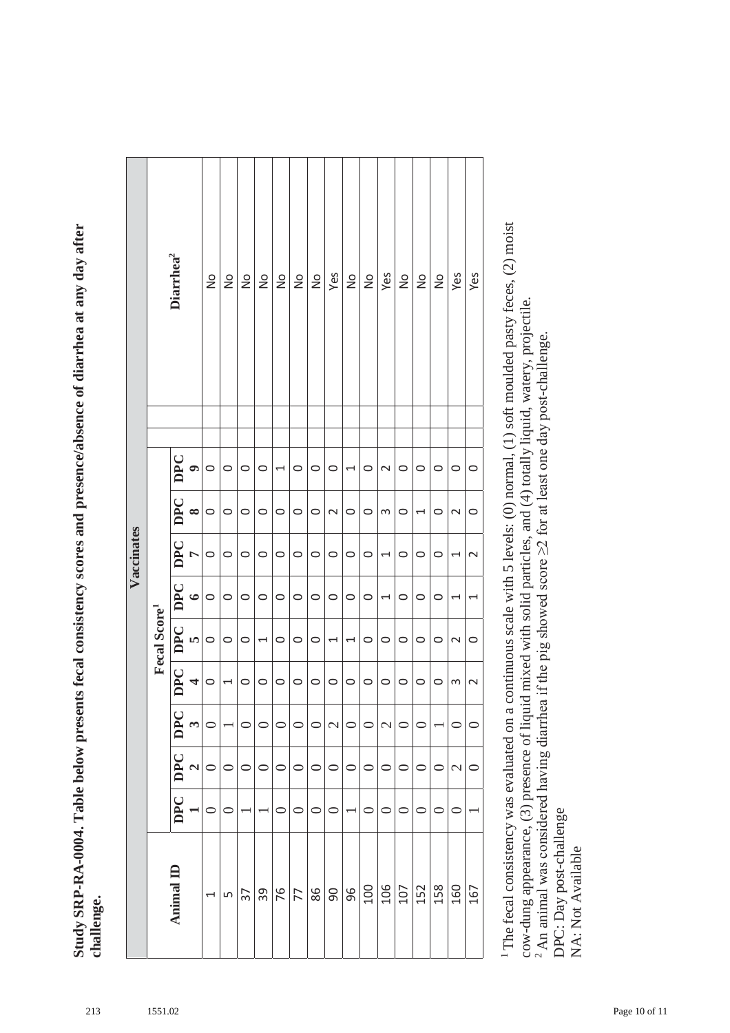**Study SRP-RA-0004. Table below presents fecal consistency scores and presence/absence of diarrhea at any day after challenge.**

| Animal ID | Vaccinates | | | | | | | | | |
|---|---|---|---|---|---|---|---|---|---|---|
| | Fecal Score[1] | | | | | | | | | Diarrhea[2] |
| | DPC 1 | DPC 2 | DPC 3 | DPC 4 | DPC 5 | DPC 6 | DPC 7 | DPC 8 | DPC 9 | |
| 1 | 0 | 0 | 0 | 0 | 0 | 0 | 0 | 0 | 0 | No |
| 5 | 0 | 0 | 1 | 1 | 0 | 0 | 0 | 0 | 0 | No |
| 37 | 1 | 0 | 0 | 0 | 0 | 0 | 0 | 0 | 0 | No |
| 39 | 1 | 0 | 0 | 0 | 1 | 0 | 0 | 0 | 0 | No |
| 76 | 0 | 0 | 0 | 0 | 0 | 0 | 0 | 0 | 1 | No |
| 77 | 0 | 0 | 0 | 0 | 0 | 0 | 0 | 0 | 0 | No |
| 86 | 0 | 0 | 0 | 0 | 0 | 0 | 0 | 0 | 0 | No |
| 90 | 0 | 0 | 2 | 0 | 1 | 0 | 0 | 2 | 0 | Yes |
| 96 | 1 | 0 | 0 | 0 | 1 | 0 | 0 | 0 | 1 | No |
| 100 | 0 | 0 | 0 | 0 | 0 | 0 | 0 | 0 | 0 | No |
| 106 | 0 | 0 | 2 | 0 | 0 | 1 | 1 | 3 | 2 | Yes |
| 107 | 0 | 0 | 0 | 0 | 0 | 0 | 0 | 0 | 0 | No |
| 152 | 0 | 0 | 0 | 0 | 0 | 0 | 0 | 1 | 0 | No |
| 158 | 0 | 0 | 1 | 0 | 0 | 0 | 0 | 0 | 0 | No |
| 160 | 0 | 2 | 0 | 3 | 2 | 1 | 1 | 2 | 0 | Yes |
| 167 | 1 | 0 | 0 | 2 | 0 | 1 | 2 | 0 | 0 | Yes |

[1] The fecal consistency was evaluated on a continuous scale with 5 levels: (0) normal, (1) soft moulded pasty feces, (2) moist cow-dung appearance, (3) presence of liquid mixed with solid particles, and (4) totally liquid, watery, projectile.
[2] An animal was considered having diarrhea if the pig showed score ≥2 for at least one day post-challenge.
DPC: Day post-challenge
NA: Not Available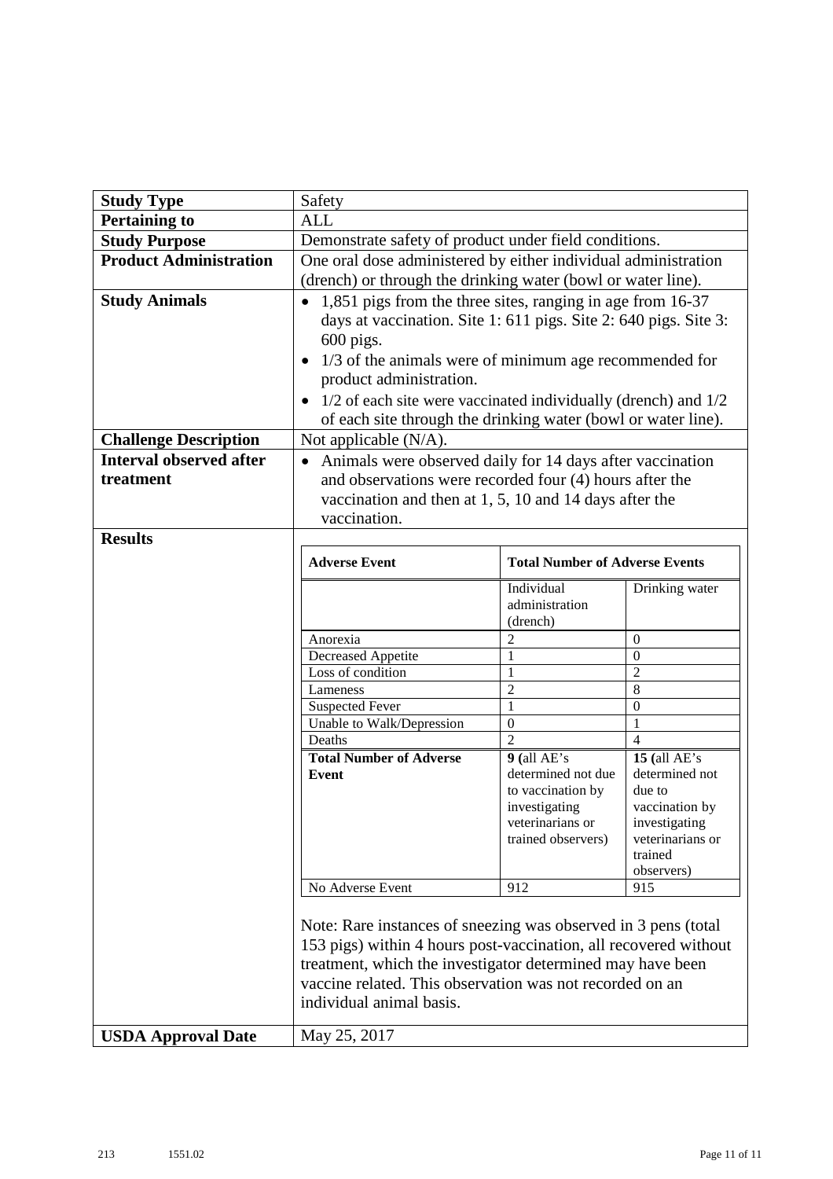| | |
|---|---|
| **Study Type** | Safety |
| **Pertaining to** | ALL |
| **Study Purpose** | Demonstrate safety of product under field conditions. |
| **Product Administration** | One oral dose administered by either individual administration (drench) or through the drinking water (bowl or water line). |
| **Study Animals** | • 1,851 pigs from the three sites, ranging in age from 16-37 days at vaccination. Site 1: 611 pigs. Site 2: 640 pigs. Site 3: 600 pigs.<br>• 1/3 of the animals were of minimum age recommended for product administration.<br>• 1/2 of each site were vaccinated individually (drench) and 1/2 of each site through the drinking water (bowl or water line). |
| **Challenge Description** | Not applicable (N/A). |
| **Interval observed after treatment** | • Animals were observed daily for 14 days after vaccination and observations were recorded four (4) hours after the vaccination and then at 1, 5, 10 and 14 days after the vaccination. |
| **Results** | (see table and note below) |

| **Adverse Event** | **Total Number of Adverse Events** | |
|---|---|---|
| | Individual administration (drench) | Drinking water |
| Anorexia | 2 | 0 |
| Decreased Appetite | 1 | 0 |
| Loss of condition | 1 | 2 |
| Lameness | 2 | 8 |
| Suspected Fever | 1 | 0 |
| Unable to Walk/Depression | 0 | 1 |
| Deaths | 2 | 4 |
| **Total Number of Adverse Event** | **9** (all AE's determined not due to vaccination by investigating veterinarians or trained observers) | **15** (all AE's determined not due to vaccination by investigating veterinarians or trained observers) |
| No Adverse Event | 912 | 915 |

Note: Rare instances of sneezing was observed in 3 pens (total 153 pigs) within 4 hours post-vaccination, all recovered without treatment, which the investigator determined may have been vaccine related. This observation was not recorded on an individual animal basis.

| | |
|---|---|
| **USDA Approval Date** | May 25, 2017 |